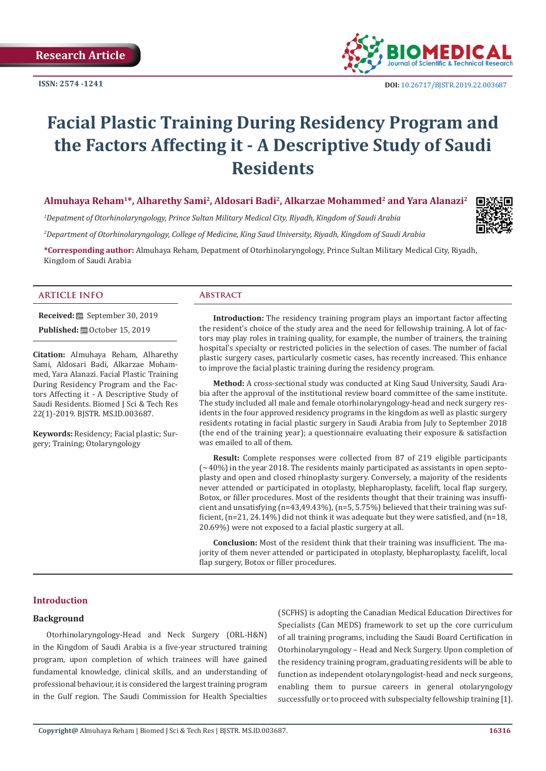Research Article

ISSN: 2574 -1241

DOI: 10.26717/BJSTR.2019.22.003687

# Facial Plastic Training During Residency Program and the Factors Affecting it - A Descriptive Study of Saudi Residents

**Almuhaya Reham[1]*, Alharethy Sami[2], Aldosari Badi[2], Alkarzae Mohammed[2] and Yara Alanazi[2]**

[1]*Depatment of Otorhinolaryngology, Prince Sultan Military Medical City, Riyadh, Kingdom of Saudi Arabia*

[2]*Department of Otorhinolaryngology, College of Medicine, King Saud University, Riyadh, Kingdom of Saudi Arabia*

**\*Corresponding author:** Almuhaya Reham, Depatment of Otorhinolaryngology, Prince Sultan Military Medical City, Riyadh, Kingdom of Saudi Arabia

## ARTICLE INFO

**Received:** September 30, 2019

**Published:** October 15, 2019

**Citation:** Almuhaya Reham, Alharethy Sami, Aldosari Badi, Alkarzae Mohammed, Yara Alanazi. Facial Plastic Training During Residency Program and the Factors Affecting it - A Descriptive Study of Saudi Residents. Biomed J Sci & Tech Res 22(1)-2019. BJSTR. MS.ID.003687.

**Keywords:** Residency; Facial plastic; Surgery; Training; Otolaryngology

## Abstract

**Introduction:** The residency training program plays an important factor affecting the resident's choice of the study area and the need for fellowship training. A lot of factors may play roles in training quality, for example, the number of trainers, the training hospital's specialty or restricted policies in the selection of cases. The number of facial plastic surgery cases, particularly cosmetic cases, has recently increased. This enhance to improve the facial plastic training during the residency program.

**Method:** A cross-sectional study was conducted at King Saud University, Saudi Arabia after the approval of the institutional review board committee of the same institute. The study included all male and female otorhinolaryngology-head and neck surgery residents in the four approved residency programs in the kingdom as well as plastic surgery residents rotating in facial plastic surgery in Saudi Arabia from July to September 2018 (the end of the training year); a questionnaire evaluating their exposure & satisfaction was emailed to all of them.

**Result:** Complete responses were collected from 87 of 219 eligible participants (~40%) in the year 2018. The residents mainly participated as assistants in open septoplasty and open and closed rhinoplasty surgery. Conversely, a majority of the residents never attended or participated in otoplasty, blepharoplasty, facelift, local flap surgery, Botox, or filler procedures. Most of the residents thought that their training was insufficient and unsatisfying (n=43,49.43%), (n=5, 5.75%) believed that their training was sufficient, (n=21, 24.14%) did not think it was adequate but they were satisfied, and (n=18, 20.69%) were not exposed to a facial plastic surgery at all.

**Conclusion:** Most of the resident think that their training was insufficient. The majority of them never attended or participated in otoplasty, blepharoplasty, facelift, local flap surgery, Botox or filler procedures.

## Introduction

### Background

Otorhinolaryngology-Head and Neck Surgery (ORL-H&N) in the Kingdom of Saudi Arabia is a five-year structured training program, upon completion of which trainees will have gained fundamental knowledge, clinical skills, and an understanding of professional behaviour, it is considered the largest training program in the Gulf region. The Saudi Commission for Health Specialties (SCFHS) is adopting the Canadian Medical Education Directives for Specialists (Can MEDS) framework to set up the core curriculum of all training programs, including the Saudi Board Certification in Otorhinolaryngology – Head and Neck Surgery. Upon completion of the residency training program, graduating residents will be able to function as independent otolaryngologist-head and neck surgeons, enabling them to pursue careers in general otolaryngology successfully or to proceed with subspecialty fellowship training [1].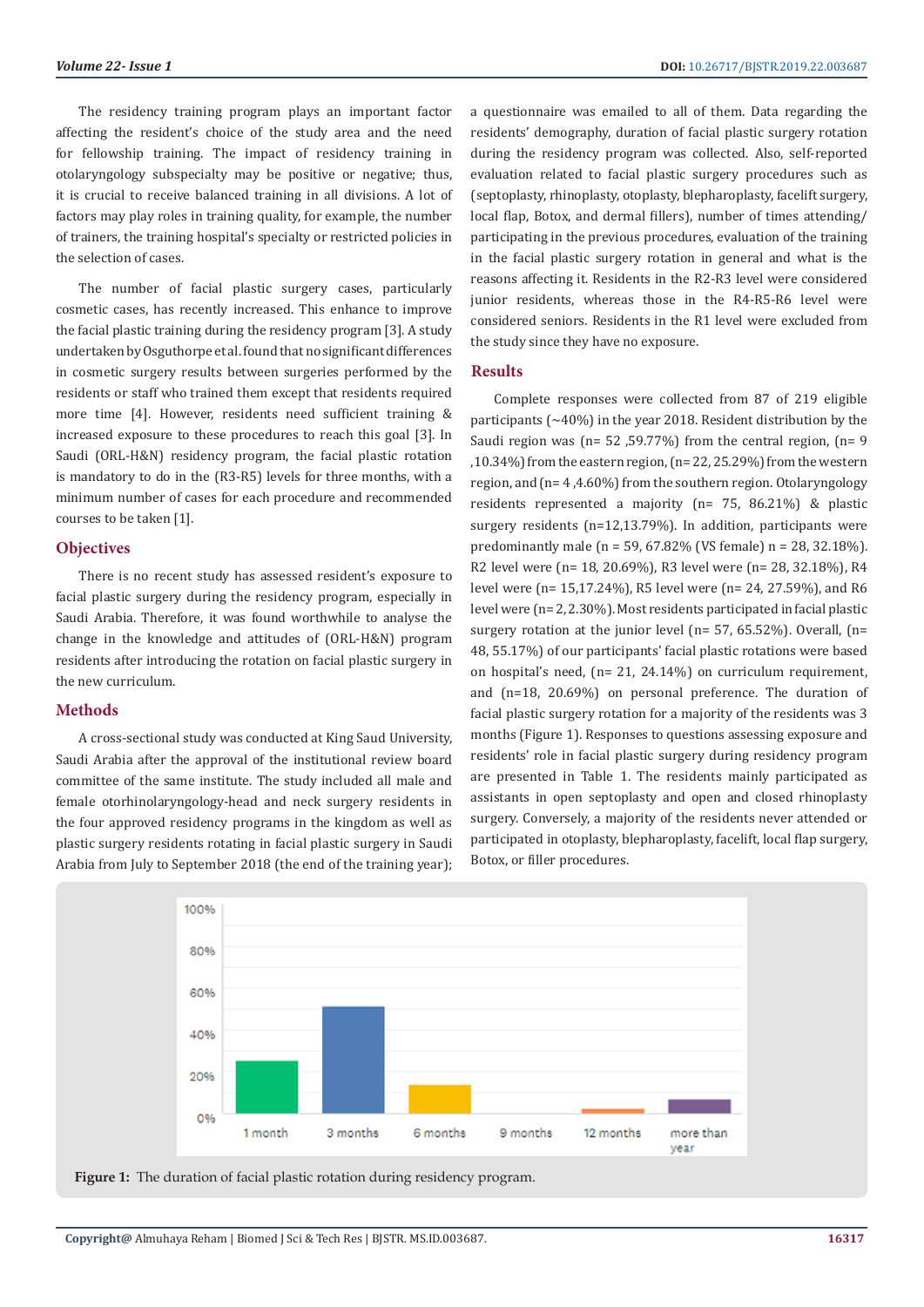The residency training program plays an important factor affecting the resident's choice of the study area and the need for fellowship training. The impact of residency training in otolaryngology subspecialty may be positive or negative; thus, it is crucial to receive balanced training in all divisions. A lot of factors may play roles in training quality, for example, the number of trainers, the training hospital's specialty or restricted policies in the selection of cases.

The number of facial plastic surgery cases, particularly cosmetic cases, has recently increased. This enhance to improve the facial plastic training during the residency program [3]. A study undertaken by Osguthorpe et al. found that no significant differences in cosmetic surgery results between surgeries performed by the residents or staff who trained them except that residents required more time [4]. However, residents need sufficient training & increased exposure to these procedures to reach this goal [3]. In Saudi (ORL-H&N) residency program, the facial plastic rotation is mandatory to do in the (R3-R5) levels for three months, with a minimum number of cases for each procedure and recommended courses to be taken [1].

## Objectives

There is no recent study has assessed resident's exposure to facial plastic surgery during the residency program, especially in Saudi Arabia. Therefore, it was found worthwhile to analyse the change in the knowledge and attitudes of (ORL-H&N) program residents after introducing the rotation on facial plastic surgery in the new curriculum.

## Methods

A cross-sectional study was conducted at King Saud University, Saudi Arabia after the approval of the institutional review board committee of the same institute. The study included all male and female otorhinolaryngology-head and neck surgery residents in the four approved residency programs in the kingdom as well as plastic surgery residents rotating in facial plastic surgery in Saudi Arabia from July to September 2018 (the end of the training year); a questionnaire was emailed to all of them. Data regarding the residents' demography, duration of facial plastic surgery rotation during the residency program was collected. Also, self-reported evaluation related to facial plastic surgery procedures such as (septoplasty, rhinoplasty, otoplasty, blepharoplasty, facelift surgery, local flap, Botox, and dermal fillers), number of times attending/participating in the previous procedures, evaluation of the training in the facial plastic surgery rotation in general and what is the reasons affecting it. Residents in the R2-R3 level were considered junior residents, whereas those in the R4-R5-R6 level were considered seniors. Residents in the R1 level were excluded from the study since they have no exposure.

## Results

Complete responses were collected from 87 of 219 eligible participants (~40%) in the year 2018. Resident distribution by the Saudi region was (n= 52 ,59.77%) from the central region, (n= 9 ,10.34%) from the eastern region, (n= 22, 25.29%) from the western region, and (n= 4 ,4.60%) from the southern region. Otolaryngology residents represented a majority (n= 75, 86.21%) & plastic surgery residents (n=12,13.79%). In addition, participants were predominantly male (n = 59, 67.82% (VS female) n = 28, 32.18%). R2 level were (n= 18, 20.69%), R3 level were (n= 28, 32.18%), R4 level were (n= 15,17.24%), R5 level were (n= 24, 27.59%), and R6 level were (n= 2, 2.30%). Most residents participated in facial plastic surgery rotation at the junior level (n= 57, 65.52%). Overall, (n= 48, 55.17%) of our participants' facial plastic rotations were based on hospital's need, (n= 21, 24.14%) on curriculum requirement, and (n=18, 20.69%) on personal preference. The duration of facial plastic surgery rotation for a majority of the residents was 3 months (Figure 1). Responses to questions assessing exposure and residents' role in facial plastic surgery during residency program are presented in Table 1. The residents mainly participated as assistants in open septoplasty and open and closed rhinoplasty surgery. Conversely, a majority of the residents never attended or participated in otoplasty, blepharoplasty, facelift, local flap surgery, Botox, or filler procedures.

**Figure 1:** The duration of facial plastic rotation during residency program.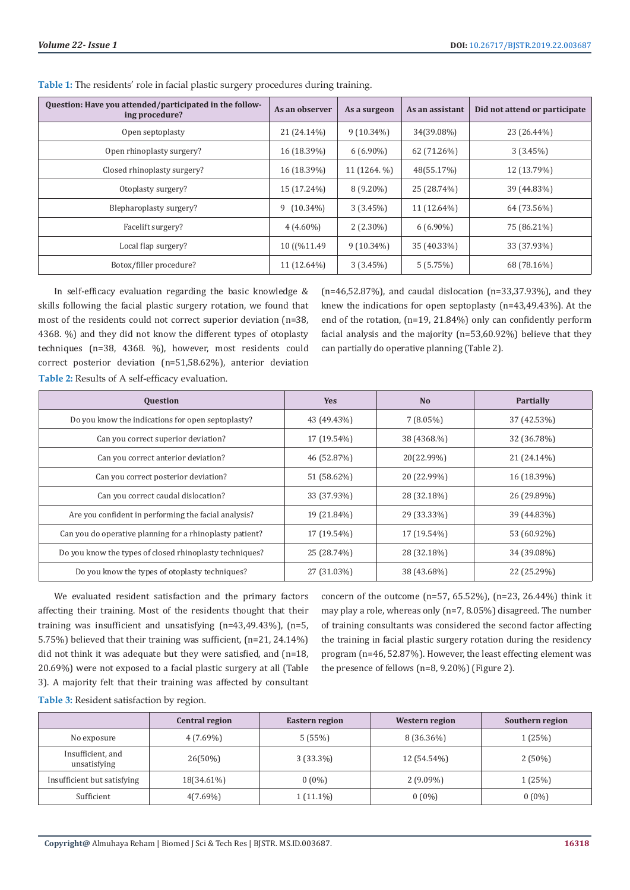**Table 1:** The residents' role in facial plastic surgery procedures during training.

| Question: Have you attended/participated in the following procedure? | As an observer | As a surgeon | As an assistant | Did not attend or participate |
|---|---|---|---|---|
| Open septoplasty | 21 (24.14%) | 9 (10.34%) | 34(39.08%) | 23 (26.44%) |
| Open rhinoplasty surgery? | 16 (18.39%) | 6 (6.90%) | 62 (71.26%) | 3 (3.45%) |
| Closed rhinoplasty surgery? | 16 (18.39%) | 11 (1264. %) | 48(55.17%) | 12 (13.79%) |
| Otoplasty surgery? | 15 (17.24%) | 8 (9.20%) | 25 (28.74%) | 39 (44.83%) |
| Blepharoplasty surgery? | 9 (10.34%) | 3 (3.45%) | 11 (12.64%) | 64 (73.56%) |
| Facelift surgery? | 4 (4.60%) | 2 (2.30%) | 6 (6.90%) | 75 (86.21%) |
| Local flap surgery? | 10 ((%11.49 | 9 (10.34%) | 35 (40.33%) | 33 (37.93%) |
| Botox/filler procedure? | 11 (12.64%) | 3 (3.45%) | 5 (5.75%) | 68 (78.16%) |

In self-efficacy evaluation regarding the basic knowledge & skills following the facial plastic surgery rotation, we found that most of the residents could not correct superior deviation (n=38, 4368. %) and they did not know the different types of otoplasty techniques (n=38, 4368. %), however, most residents could correct posterior deviation (n=51,58.62%), anterior deviation (n=46,52.87%), and caudal dislocation (n=33,37.93%), and they knew the indications for open septoplasty (n=43,49.43%). At the end of the rotation, (n=19, 21.84%) only can confidently perform facial analysis and the majority (n=53,60.92%) believe that they can partially do operative planning (Table 2).

**Table 2:** Results of A self-efficacy evaluation.

| Question | Yes | No | Partially |
|---|---|---|---|
| Do you know the indications for open septoplasty? | 43 (49.43%) | 7 (8.05%) | 37 (42.53%) |
| Can you correct superior deviation? | 17 (19.54%) | 38 (4368.%) | 32 (36.78%) |
| Can you correct anterior deviation? | 46 (52.87%) | 20(22.99%) | 21 (24.14%) |
| Can you correct posterior deviation? | 51 (58.62%) | 20 (22.99%) | 16 (18.39%) |
| Can you correct caudal dislocation? | 33 (37.93%) | 28 (32.18%) | 26 (29.89%) |
| Are you confident in performing the facial analysis? | 19 (21.84%) | 29 (33.33%) | 39 (44.83%) |
| Can you do operative planning for a rhinoplasty patient? | 17 (19.54%) | 17 (19.54%) | 53 (60.92%) |
| Do you know the types of closed rhinoplasty techniques? | 25 (28.74%) | 28 (32.18%) | 34 (39.08%) |
| Do you know the types of otoplasty techniques? | 27 (31.03%) | 38 (43.68%) | 22 (25.29%) |

We evaluated resident satisfaction and the primary factors affecting their training. Most of the residents thought that their training was insufficient and unsatisfying (n=43,49.43%), (n=5, 5.75%) believed that their training was sufficient, (n=21, 24.14%) did not think it was adequate but they were satisfied, and (n=18, 20.69%) were not exposed to a facial plastic surgery at all (Table 3). A majority felt that their training was affected by consultant concern of the outcome (n=57, 65.52%), (n=23, 26.44%) think it may play a role, whereas only (n=7, 8.05%) disagreed. The number of training consultants was considered the second factor affecting the training in facial plastic surgery rotation during the residency program (n=46, 52.87%). However, the least effecting element was the presence of fellows (n=8, 9.20%) (Figure 2).

**Table 3:** Resident satisfaction by region.

| | Central region | Eastern region | Western region | Southern region |
|---|---|---|---|---|
| No exposure | 4 (7.69%) | 5 (55%) | 8 (36.36%) | 1 (25%) |
| Insufficient, and unsatisfying | 26(50%) | 3 (33.3%) | 12 (54.54%) | 2 (50%) |
| Insufficient but satisfying | 18(34.61%) | 0 (0%) | 2 (9.09%) | 1 (25%) |
| Sufficient | 4(7.69%) | 1 (11.1%) | 0 (0%) | 0 (0%) |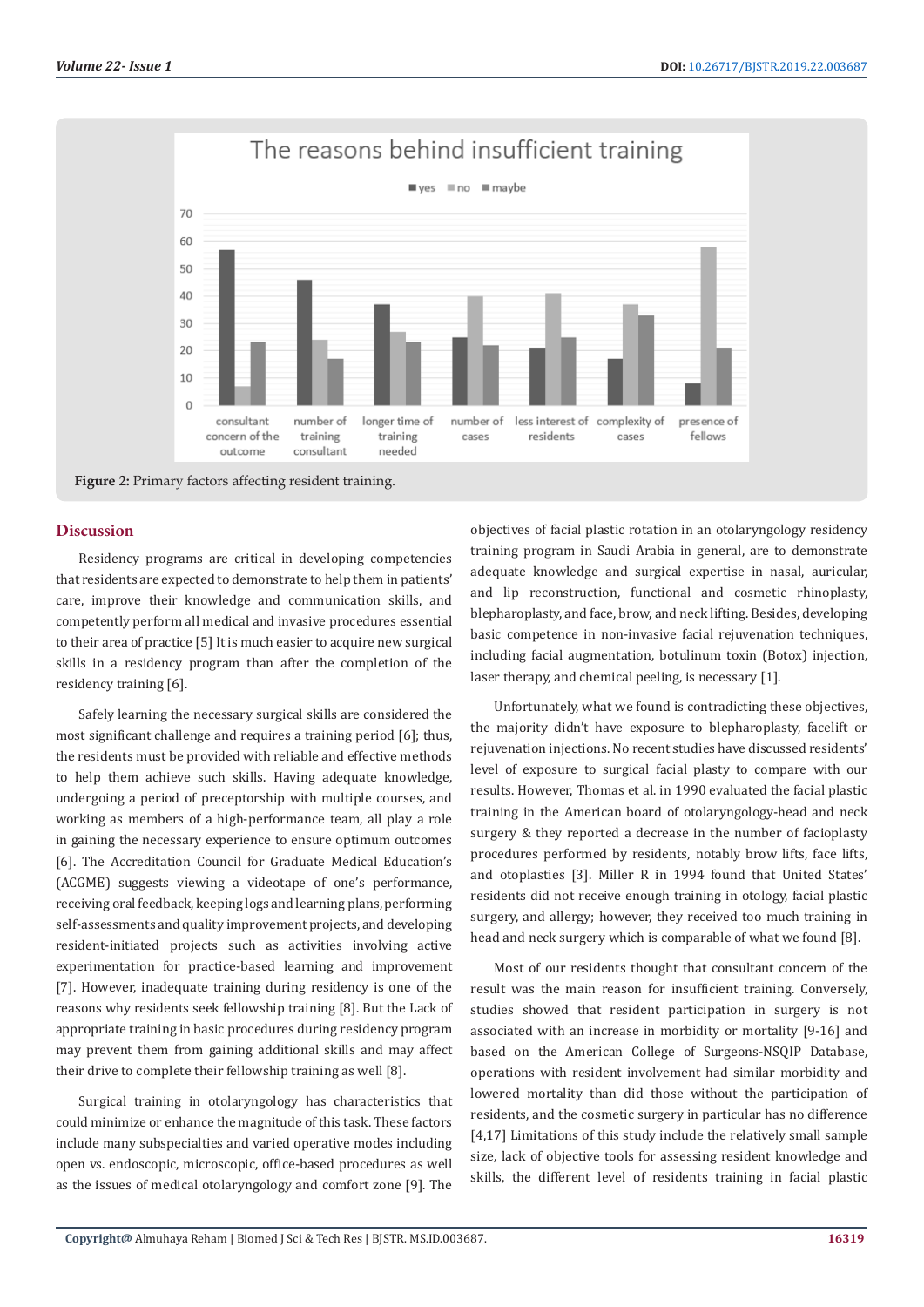Figure 2: Primary factors affecting resident training.

## Discussion

Residency programs are critical in developing competencies that residents are expected to demonstrate to help them in patients' care, improve their knowledge and communication skills, and competently perform all medical and invasive procedures essential to their area of practice [5] It is much easier to acquire new surgical skills in a residency program than after the completion of the residency training [6].

Safely learning the necessary surgical skills are considered the most significant challenge and requires a training period [6]; thus, the residents must be provided with reliable and effective methods to help them achieve such skills. Having adequate knowledge, undergoing a period of preceptorship with multiple courses, and working as members of a high-performance team, all play a role in gaining the necessary experience to ensure optimum outcomes [6]. The Accreditation Council for Graduate Medical Education's (ACGME) suggests viewing a videotape of one's performance, receiving oral feedback, keeping logs and learning plans, performing self-assessments and quality improvement projects, and developing resident-initiated projects such as activities involving active experimentation for practice-based learning and improvement [7]. However, inadequate training during residency is one of the reasons why residents seek fellowship training [8]. But the Lack of appropriate training in basic procedures during residency program may prevent them from gaining additional skills and may affect their drive to complete their fellowship training as well [8].

Surgical training in otolaryngology has characteristics that could minimize or enhance the magnitude of this task. These factors include many subspecialties and varied operative modes including open vs. endoscopic, microscopic, office-based procedures as well as the issues of medical otolaryngology and comfort zone [9]. The objectives of facial plastic rotation in an otolaryngology residency training program in Saudi Arabia in general, are to demonstrate adequate knowledge and surgical expertise in nasal, auricular, and lip reconstruction, functional and cosmetic rhinoplasty, blepharoplasty, and face, brow, and neck lifting. Besides, developing basic competence in non-invasive facial rejuvenation techniques, including facial augmentation, botulinum toxin (Botox) injection, laser therapy, and chemical peeling, is necessary [1].

Unfortunately, what we found is contradicting these objectives, the majority didn't have exposure to blepharoplasty, facelift or rejuvenation injections. No recent studies have discussed residents' level of exposure to surgical facial plasty to compare with our results. However, Thomas et al. in 1990 evaluated the facial plastic training in the American board of otolaryngology-head and neck surgery & they reported a decrease in the number of facioplasty procedures performed by residents, notably brow lifts, face lifts, and otoplasties [3]. Miller R in 1994 found that United States' residents did not receive enough training in otology, facial plastic surgery, and allergy; however, they received too much training in head and neck surgery which is comparable of what we found [8].

Most of our residents thought that consultant concern of the result was the main reason for insufficient training. Conversely, studies showed that resident participation in surgery is not associated with an increase in morbidity or mortality [9-16] and based on the American College of Surgeons-NSQIP Database, operations with resident involvement had similar morbidity and lowered mortality than did those without the participation of residents, and the cosmetic surgery in particular has no difference [4,17] Limitations of this study include the relatively small sample size, lack of objective tools for assessing resident knowledge and skills, the different level of residents training in facial plastic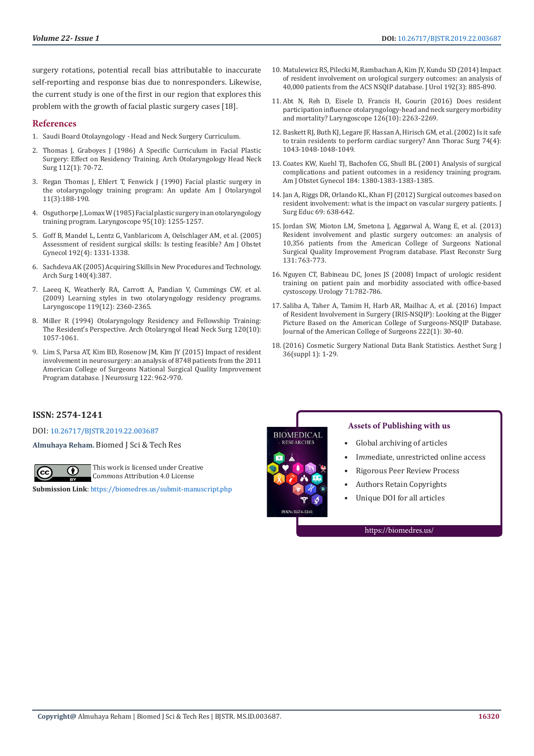surgery rotations, potential recall bias attributable to inaccurate self-reporting and response bias due to nonresponders. Likewise, the current study is one of the first in our region that explores this problem with the growth of facial plastic surgery cases [18].

## References

1. Saudi Board Otolayngology - Head and Neck Surgery Curriculum.
2. Thomas J, Graboyes J (1986) A Specific Curriculum in Facial Plastic Surgery: Effect on Residency Training. Arch Otolaryngology Head Neck Surg 112(1): 70-72.
3. Regan Thomas J, Ehlert T, Fenwick J (1990) Facial plastic surgery in the otolaryngology training program: An update Am J Otolaryngol 11(3):188-190.
4. Osguthorpe J, Lomax W (1985) Facial plastic surgery in an otolaryngology training program. Laryngoscope 95(10): 1255-1257.
5. Goff B, Mandel L, Lentz G, Vanblaricom A, Oelschlager AM, et al. (2005) Assessment of resident surgical skills: Is testing feasible? Am J Obstet Gynecol 192(4): 1331-1338.
6. Sachdeva AK (2005) Acquiring Skills in New Procedures and Technology. Arch Surg 140(4):387.
7. Laeeq K, Weatherly RA, Carrott A, Pandian V, Cummings CW, et al. (2009) Learning styles in two otolaryngology residency programs. Laryngoscope 119(12): 2360-2365.
8. Miller R (1994) Otolaryngology Residency and Fellowship Training: The Resident's Perspective. Arch Otolaryngol Head Neck Surg 120(10): 1057-1061.
9. Lim S, Parsa AT, Kim BD, Rosenow JM, Kim JY (2015) Impact of resident involvement in neurosurgery: an analysis of 8748 patients from the 2011 American College of Surgeons National Surgical Quality Improvement Program database. J Neurosurg 122: 962-970.
10. Matulewicz RS, Pilecki M, Rambachan A, Kim JY, Kundu SD (2014) Impact of resident involvement on urological surgery outcomes: an analysis of 40,000 patients from the ACS NSQIP database. J Urol 192(3): 885-890.
11. Abt N, Reh D, Eisele D, Francis H, Gourin (2016) Does resident participation influence otolaryngology-head and neck surgery morbidity and mortality? Laryngoscope 126(10): 2263-2269.
12. Baskett RJ, Buth KJ, Legare JF, Hassan A, Hirisch GM, et al. (2002) Is it safe to train residents to perform cardiac surgery? Ann Thorac Surg 74(4): 1043-1048-1048-1049.
13. Coates KW, Kuehl TJ, Bachofen CG, Shull BL (2001) Analysis of surgical complications and patient outcomes in a residency training program. Am J Obstet Gynecol 184: 1380-1383-1383-1385.
14. Jan A, Riggs DR, Orlando KL, Khan FJ (2012) Surgical outcomes based on resident involvement: what is the impact on vascular surgery patients. J Surg Educ 69: 638-642.
15. Jordan SW, Mioton LM, Smetona J, Aggarwal A, Wang E, et al. (2013) Resident involvement and plastic surgery outcomes: an analysis of 10,356 patients from the American College of Surgeons National Surgical Quality Improvement Program database. Plast Reconstr Surg 131: 763-773.
16. Nguyen CT, Babineau DC, Jones JS (2008) Impact of urologic resident training on patient pain and morbidity associated with office-based cystoscopy. Urology 71:782-786.
17. Saliba A, Taher A, Tamim H, Harb AR, Mailhac A, et al. (2016) Impact of Resident Involvement in Surgery (IRIS-NSQIP): Looking at the Bigger Picture Based on the American College of Surgeons-NSQIP Database. Journal of the American College of Surgeons 222(1): 30-40.
18. (2016) Cosmetic Surgery National Data Bank Statistics. Aesthet Surg J 36(suppl 1): 1-29.

**ISSN: 2574-1241**

DOI: 10.26717/BJSTR.2019.22.003687

**Almuhaya Reham.** Biomed J Sci & Tech Res

This work is licensed under Creative Commons Attribution 4.0 License

**Submission Link**: https://biomedres.us/submit-manuscript.php

**Assets of Publishing with us**

- Global archiving of articles
- Immediate, unrestricted online access
- Rigorous Peer Review Process
- Authors Retain Copyrights
- Unique DOI for all articles

https://biomedres.us/